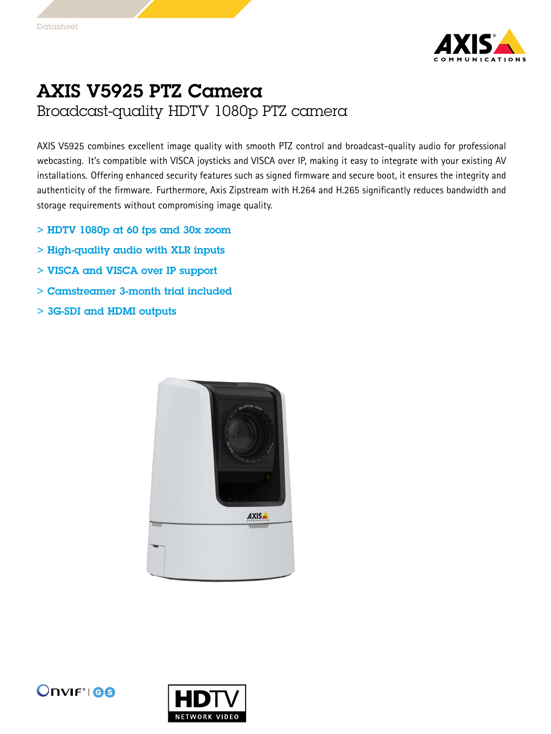Datasheet

# AXIS V5925 PTZ Camera

## Broadcast-quality HDTV 1080p PTZ camera

AXIS V5925 combines excellent image quality with smooth PTZ control and broadcast-quality audio for professional webcasting. It's compatible with VISCA joysticks and VISCA over IP, making it easy to integrate with your existing AV installations. Offering enhanced security features such as signed firmware and secure boot, it ensures the integrity and authenticity of the firmware. Furthermore, Axis Zipstream with H.264 and H.265 significantly reduces bandwidth and storage requirements without compromising image quality.

- HDTV 1080p at 60 fps and 30x zoom
- High-quality audio with XLR inputs
- VISCA and VISCA over IP support
- Camstreamer 3-month trial included
- 3G-SDI and HDMI outputs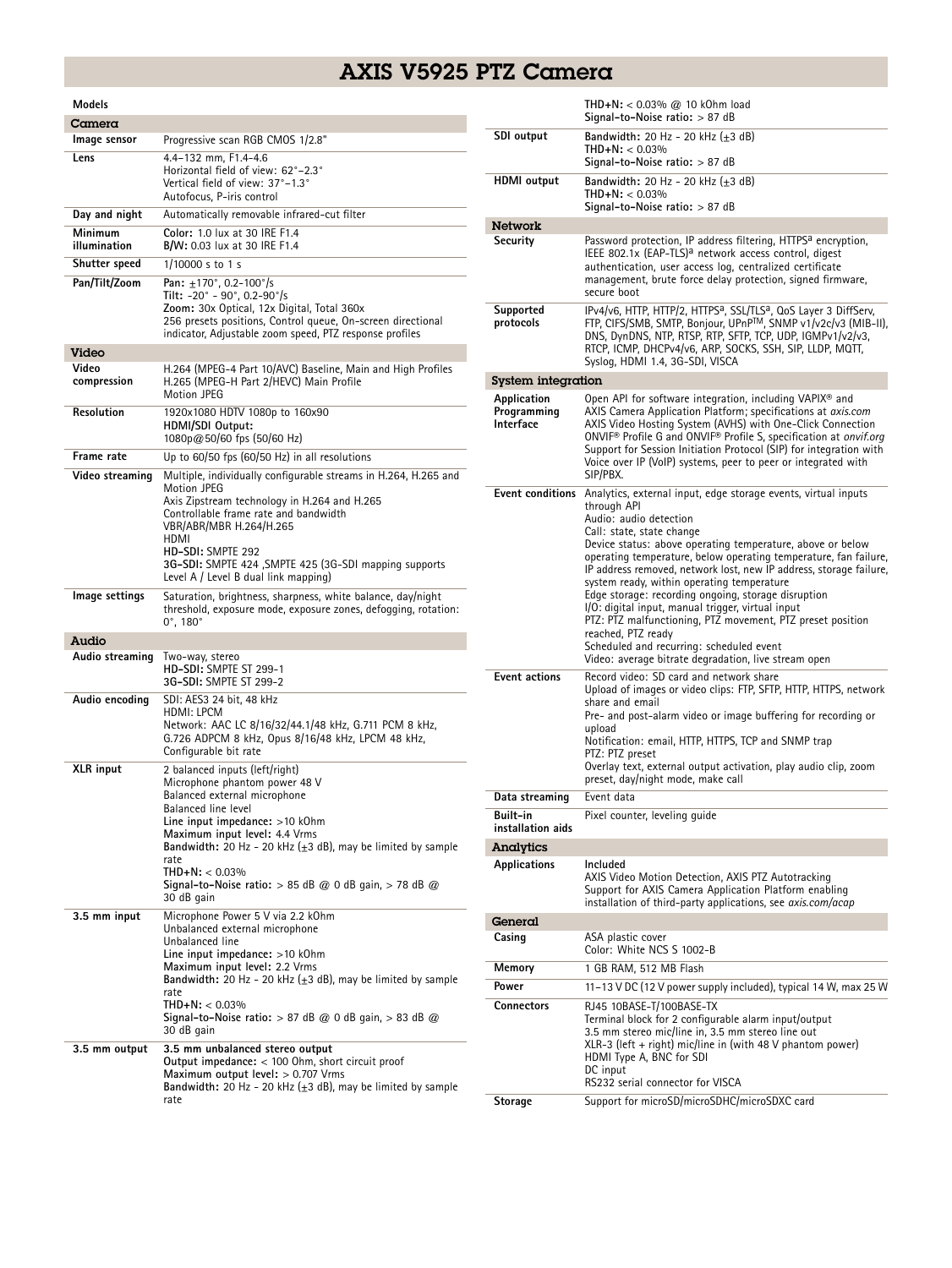# AXIS V5925 PTZ Camera

| Models | |
|---|---|
| **Camera** | |
| Image sensor | Progressive scan RGB CMOS 1/2.8" |
| Lens | 4.4–132 mm, F1.4–4.6<br>Horizontal field of view: 62°–2.3°<br>Vertical field of view: 37°–1.3°<br>Autofocus, P-iris control |
| Day and night | Automatically removable infrared-cut filter |
| Minimum illumination | **Color:** 1.0 lux at 30 IRE F1.4<br>**B/W:** 0.03 lux at 30 IRE F1.4 |
| Shutter speed | 1/10000 s to 1 s |
| Pan/Tilt/Zoom | **Pan:** ±170°, 0.2-100°/s<br>**Tilt:** -20° - 90°, 0.2-90°/s<br>**Zoom:** 30x Optical, 12x Digital, Total 360x<br>256 presets positions, Control queue, On-screen directional indicator, Adjustable zoom speed, PTZ response profiles |
| **Video** | |
| Video compression | H.264 (MPEG-4 Part 10/AVC) Baseline, Main and High Profiles<br>H.265 (MPEG-H Part 2/HEVC) Main Profile<br>Motion JPEG |
| Resolution | 1920x1080 HDTV 1080p to 160x90<br>**HDMI/SDI Output:**<br>1080p@50/60 fps (50/60 Hz) |
| Frame rate | Up to 60/50 fps (60/50 Hz) in all resolutions |
| Video streaming | Multiple, individually configurable streams in H.264, H.265 and Motion JPEG<br>Axis Zipstream technology in H.264 and H.265<br>Controllable frame rate and bandwidth<br>VBR/ABR/MBR H.264/H.265<br>HDMI<br>**HD-SDI:** SMPTE 292<br>**3G-SDI:** SMPTE 424 ,SMPTE 425 (3G-SDI mapping supports Level A / Level B dual link mapping) |
| Image settings | Saturation, brightness, sharpness, white balance, day/night threshold, exposure mode, exposure zones, defogging, rotation: 0°, 180° |
| **Audio** | |
| Audio streaming | Two-way, stereo<br>**HD-SDI:** SMPTE ST 299-1<br>**3G-SDI:** SMPTE ST 299-2 |
| Audio encoding | SDI: AES3 24 bit, 48 kHz<br>HDMI: LPCM<br>Network: AAC LC 8/16/32/44.1/48 kHz, G.711 PCM 8 kHz, G.726 ADPCM 8 kHz, Opus 8/16/48 kHz, LPCM 48 kHz, Configurable bit rate |
| XLR input | 2 balanced inputs (left/right)<br>Microphone phantom power 48 V<br>Balanced external microphone<br>Balanced line level<br>**Line input impedance:** >10 kOhm<br>**Maximum input level:** 4.4 Vrms<br>**Bandwidth:** 20 Hz - 20 kHz (±3 dB), may be limited by sample rate<br>**THD+N:** < 0.03%<br>**Signal-to-Noise ratio:** > 85 dB @ 0 dB gain, > 78 dB @ 30 dB gain |
| 3.5 mm input | Microphone Power 5 V via 2.2 kOhm<br>Unbalanced external microphone<br>Unbalanced line<br>**Line input impedance:** >10 kOhm<br>**Maximum input level:** 2.2 Vrms<br>**Bandwidth:** 20 Hz - 20 kHz (±3 dB), may be limited by sample rate<br>**THD+N:** < 0.03%<br>**Signal-to-Noise ratio:** > 87 dB @ 0 dB gain, > 83 dB @ 30 dB gain |
| 3.5 mm output | **3.5 mm unbalanced stereo output**<br>**Output impedance:** < 100 Ohm, short circuit proof<br>**Maximum output level:** > 0.707 Vrms<br>**Bandwidth:** 20 Hz - 20 kHz (±3 dB), may be limited by sample rate<br>**THD+N:** < 0.03% @ 10 kOhm load<br>**Signal-to-Noise ratio:** > 87 dB |
| SDI output | **Bandwidth:** 20 Hz - 20 kHz (±3 dB)<br>**THD+N:** < 0.03%<br>**Signal-to-Noise ratio:** > 87 dB |
| HDMI output | **Bandwidth:** 20 Hz - 20 kHz (±3 dB)<br>**THD+N:** < 0.03%<br>**Signal-to-Noise ratio:** > 87 dB |
| **Network** | |
| Security | Password protection, IP address filtering, HTTPS[a] encryption, IEEE 802.1x (EAP-TLS)[a] network access control, digest authentication, user access log, centralized certificate management, brute force delay protection, signed firmware, secure boot |
| Supported protocols | IPv4/v6, HTTP, HTTP/2, HTTPS[a], SSL/TLS[a], QoS Layer 3 DiffServ, FTP, CIFS/SMB, SMTP, Bonjour, UPnP™, SNMP v1/v2c/v3 (MIB-II), DNS, DynDNS, NTP, RTSP, RTP, SFTP, TCP, UDP, IGMPv1/v2/v3, RTCP, ICMP, DHCPv4/v6, ARP, SOCKS, SSH, SIP, LLDP, MQTT, Syslog, HDMI 1.4, 3G-SDI, VISCA |
| **System integration** | |
| Application Programming Interface | Open API for software integration, including VAPIX® and AXIS Camera Application Platform; specifications at *axis.com*<br>AXIS Video Hosting System (AVHS) with One-Click Connection<br>ONVIF® Profile G and ONVIF® Profile S, specification at *onvif.org*<br>Support for Session Initiation Protocol (SIP) for integration with Voice over IP (VoIP) systems, peer to peer or integrated with SIP/PBX. |
| Event conditions | Analytics, external input, edge storage events, virtual inputs through API<br>Audio: audio detection<br>Call: state, state change<br>Device status: above operating temperature, above or below operating temperature, below operating temperature, fan failure, IP address removed, network lost, new IP address, storage failure, system ready, within operating temperature<br>Edge storage: recording ongoing, storage disruption<br>I/O: digital input, manual trigger, virtual input<br>PTZ: PTZ malfunctioning, PTZ movement, PTZ preset position reached, PTZ ready<br>Scheduled and recurring: scheduled event<br>Video: average bitrate degradation, live stream open |
| Event actions | Record video: SD card and network share<br>Upload of images or video clips: FTP, SFTP, HTTP, HTTPS, network share and email<br>Pre- and post-alarm video or image buffering for recording or upload<br>Notification: email, HTTP, HTTPS, TCP and SNMP trap<br>PTZ: PTZ preset<br>Overlay text, external output activation, play audio clip, zoom preset, day/night mode, make call |
| Data streaming | Event data |
| Built-in installation aids | Pixel counter, leveling guide |
| **Analytics** | |
| Applications | Included<br>AXIS Video Motion Detection, AXIS PTZ Autotracking<br>Support for AXIS Camera Application Platform enabling installation of third-party applications, see *axis.com/acap* |
| **General** | |
| Casing | ASA plastic cover<br>Color: White NCS S 1002-B |
| Memory | 1 GB RAM, 512 MB Flash |
| Power | 11–13 V DC (12 V power supply included), typical 14 W, max 25 W |
| Connectors | RJ45 10BASE-T/100BASE-TX<br>Terminal block for 2 configurable alarm input/output<br>3.5 mm stereo mic/line in, 3.5 mm stereo line out<br>XLR-3 (left + right) mic/line in (with 48 V phantom power)<br>HDMI Type A, BNC for SDI<br>DC input<br>RS232 serial connector for VISCA |
| Storage | Support for microSD/microSDHC/microSDXC card |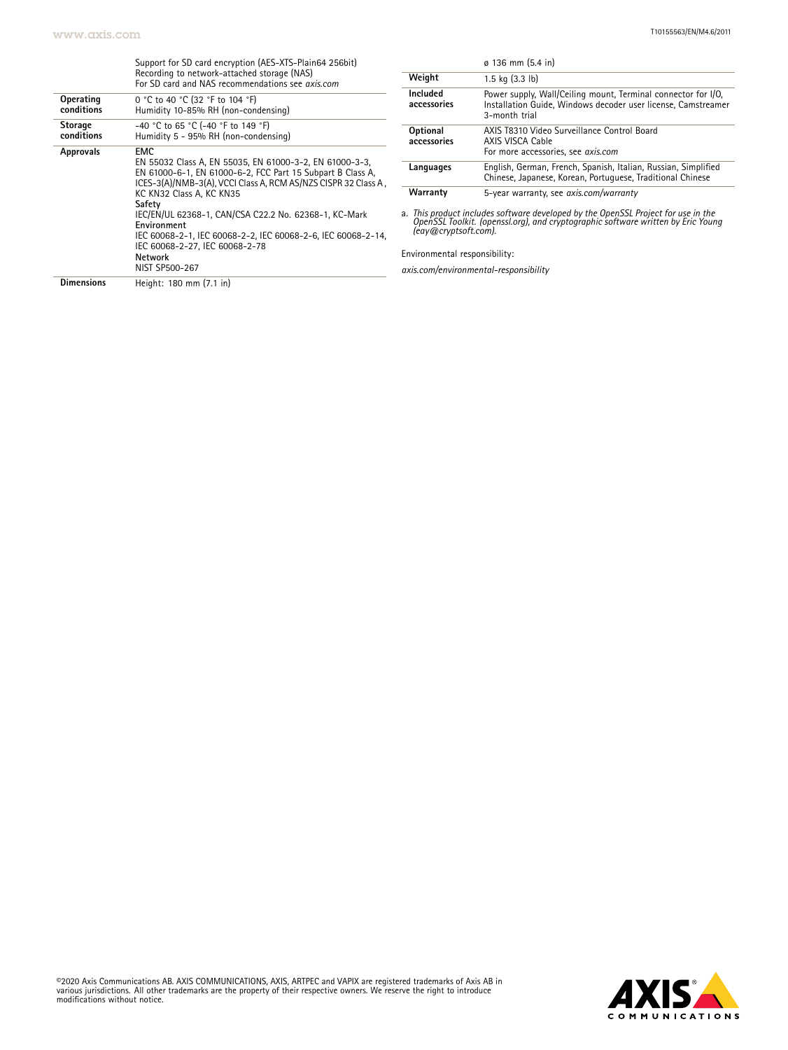| | |
|---|---|
| | Support for SD card encryption (AES-XTS-Plain64 256bit)<br>Recording to network-attached storage (NAS)<br>For SD card and NAS recommendations see *axis.com* |
| **Operating conditions** | 0 °C to 40 °C (32 °F to 104 °F)<br>Humidity 10-85% RH (non-condensing) |
| **Storage conditions** | -40 °C to 65 °C (-40 °F to 149 °F)<br>Humidity 5 - 95% RH (non-condensing) |
| **Approvals** | **EMC**<br>EN 55032 Class A, EN 55035, EN 61000-3-2, EN 61000-3-3, EN 61000-6-1, EN 61000-6-2, FCC Part 15 Subpart B Class A, ICES-3(A)/NMB-3(A), VCCI Class A, RCM AS/NZS CISPR 32 Class A, KC KN32 Class A, KC KN35<br>**Safety**<br>IEC/EN/UL 62368-1, CAN/CSA C22.2 No. 62368-1, KC-Mark<br>**Environment**<br>IEC 60068-2-1, IEC 60068-2-2, IEC 60068-2-6, IEC 60068-2-14, IEC 60068-2-27, IEC 60068-2-78<br>**Network**<br>NIST SP500-267 |
| **Dimensions** | Height: 180 mm (7.1 in)<br>ø 136 mm (5.4 in) |
| **Weight** | 1.5 kg (3.3 lb) |
| **Included accessories** | Power supply, Wall/Ceiling mount, Terminal connector for I/O, Installation Guide, Windows decoder user license, Camstreamer 3-month trial |
| **Optional accessories** | AXIS T8310 Video Surveillance Control Board<br>AXIS VISCA Cable<br>For more accessories, see *axis.com* |
| **Languages** | English, German, French, Spanish, Italian, Russian, Simplified Chinese, Japanese, Korean, Portuguese, Traditional Chinese |
| **Warranty** | 5-year warranty, see *axis.com/warranty* |

a. *This product includes software developed by the OpenSSL Project for use in the OpenSSL Toolkit. (openssl.org), and cryptographic software written by Eric Young (eay@cryptsoft.com).*

Environmental responsibility:

*axis.com/environmental-responsibility*

©2020 Axis Communications AB. AXIS COMMUNICATIONS, AXIS, ARTPEC and VAPIX are registered trademarks of Axis AB in various jurisdictions. All other trademarks are the property of their respective owners. We reserve the right to introduce modifications without notice.